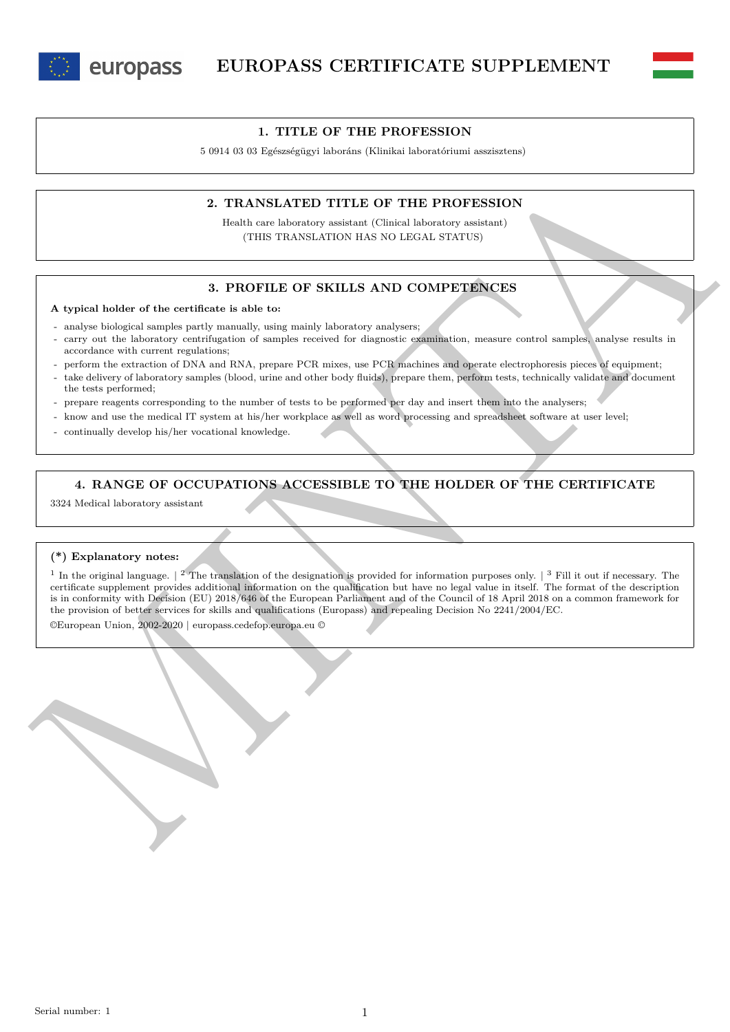# EUROPASS CERTIFICATE SUPPLEMENT

## 1. TITLE OF THE PROFESSION

5 0914 03 03 Egészségügyi laboráns (Klinikai laboratóriumi asszisztens)

## 2. TRANSLATED TITLE OF THE PROFESSION

Health care laboratory assistant (Clinical laboratory assistant)
(THIS TRANSLATION HAS NO LEGAL STATUS)

## 3. PROFILE OF SKILLS AND COMPETENCES

**A typical holder of the certificate is able to:**

- analyse biological samples partly manually, using mainly laboratory analysers;
- carry out the laboratory centrifugation of samples received for diagnostic examination, measure control samples, analyse results in accordance with current regulations;
- perform the extraction of DNA and RNA, prepare PCR mixes, use PCR machines and operate electrophoresis pieces of equipment;
- take delivery of laboratory samples (blood, urine and other body fluids), prepare them, perform tests, technically validate and document the tests performed;
- prepare reagents corresponding to the number of tests to be performed per day and insert them into the analysers;
- know and use the medical IT system at his/her workplace as well as word processing and spreadsheet software at user level;
- continually develop his/her vocational knowledge.

## 4. RANGE OF OCCUPATIONS ACCESSIBLE TO THE HOLDER OF THE CERTIFICATE

3324 Medical laboratory assistant

**(*) Explanatory notes:**

[1] In the original language. | [2] The translation of the designation is provided for information purposes only. | [3] Fill it out if necessary. The certificate supplement provides additional information on the qualification but have no legal value in itself. The format of the description is in conformity with Decision (EU) 2018/646 of the European Parliament and of the Council of 18 April 2018 on a common framework for the provision of better services for skills and qualifications (Europass) and repealing Decision No 2241/2004/EC.

©European Union, 2002-2020 | europass.cedefop.europa.eu ©

Serial number: 1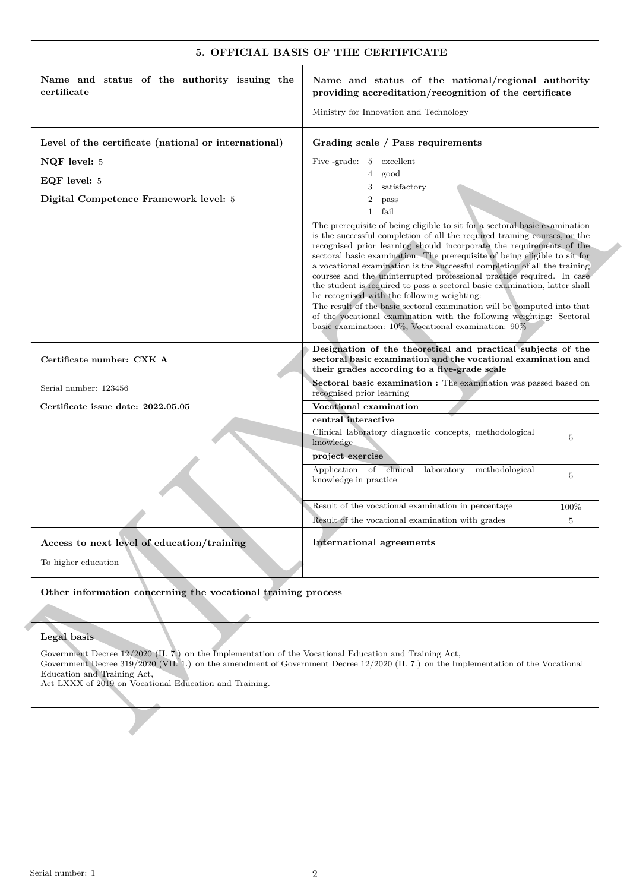## 5. OFFICIAL BASIS OF THE CERTIFICATE

| Name and status of the authority issuing the certificate | Name and status of the national/regional authority providing accreditation/recognition of the certificate |
| --- | --- |
| | Ministry for Innovation and Technology |

**Level of the certificate (national or international)**

**NQF level:** 5

**EQF level:** 5

**Digital Competence Framework level:** 5

**Grading scale / Pass requirements**

Five -grade:
- 5 excellent
- 4 good
- 3 satisfactory
- 2 pass
- 1 fail

The prerequisite of being eligible to sit for a sectoral basic examination is the successful completion of all the required training courses, or the recognised prior learning should incorporate the requirements of the sectoral basic examination. The prerequisite of being eligible to sit for a vocational examination is the successful completion of all the training courses and the uninterrupted professional practice required. In case the student is required to pass a sectoral basic examination, latter shall be recognised with the following weighting:
The result of the basic sectoral examination will be computed into that of the vocational examination with the following weighting: Sectoral basic examination: 10%, Vocational examination: 90%

**Certificate number: CXK A**

Serial number: 123456

**Certificate issue date: 2022.05.05**

**Designation of the theoretical and practical subjects of the sectoral basic examination and the vocational examination and their grades according to a five-grade scale**

**Sectoral basic examination :** The examination was passed based on recognised prior learning

| **Vocational examination** | |
| --- | --- |
| **central interactive** | |
| Clinical laboratory diagnostic concepts, methodological knowledge | 5 |
| **project exercise** | |
| Application of clinical laboratory methodological knowledge in practice | 5 |
| | |
| Result of the vocational examination in percentage | 100% |
| Result of the vocational examination with grades | 5 |

**Access to next level of education/training**

To higher education

**International agreements**

**Other information concerning the vocational training process**

**Legal basis**

Government Decree 12/2020 (II. 7.) on the Implementation of the Vocational Education and Training Act,
Government Decree 319/2020 (VII. 1.) on the amendment of Government Decree 12/2020 (II. 7.) on the Implementation of the Vocational Education and Training Act,
Act LXXX of 2019 on Vocational Education and Training.

Serial number: 1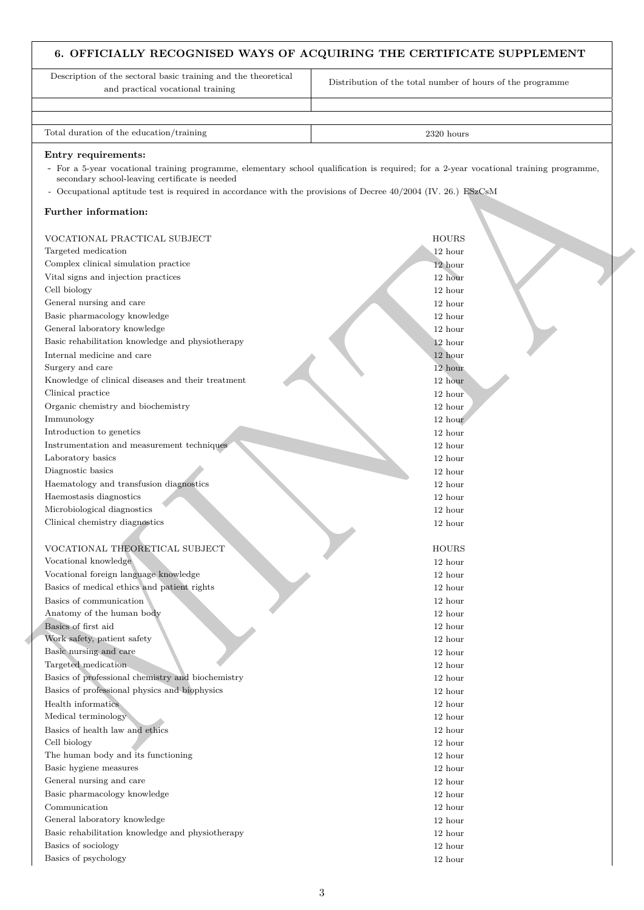## 6. OFFICIALLY RECOGNISED WAYS OF ACQUIRING THE CERTIFICATE SUPPLEMENT

| Description of the sectoral basic training and the theoretical and practical vocational training | Distribution of the total number of hours of the programme |
|---|---|
| | |
| | |
| Total duration of the education/training | 2320 hours |

**Entry requirements:**

- For a 5-year vocational training programme, elementary school qualification is required; for a 2-year vocational training programme, secondary school-leaving certificate is needed
- Occupational aptitude test is required in accordance with the provisions of Decree 40/2004 (IV. 26.) ESzCsM

**Further information:**

| VOCATIONAL PRACTICAL SUBJECT | HOURS |
|---|---|
| Targeted medication | 12 hour |
| Complex clinical simulation practice | 12 hour |
| Vital signs and injection practices | 12 hour |
| Cell biology | 12 hour |
| General nursing and care | 12 hour |
| Basic pharmacology knowledge | 12 hour |
| General laboratory knowledge | 12 hour |
| Basic rehabilitation knowledge and physiotherapy | 12 hour |
| Internal medicine and care | 12 hour |
| Surgery and care | 12 hour |
| Knowledge of clinical diseases and their treatment | 12 hour |
| Clinical practice | 12 hour |
| Organic chemistry and biochemistry | 12 hour |
| Immunology | 12 hour |
| Introduction to genetics | 12 hour |
| Instrumentation and measurement techniques | 12 hour |
| Laboratory basics | 12 hour |
| Diagnostic basics | 12 hour |
| Haematology and transfusion diagnostics | 12 hour |
| Haemostasis diagnostics | 12 hour |
| Microbiological diagnostics | 12 hour |
| Clinical chemistry diagnostics | 12 hour |

| VOCATIONAL THEORETICAL SUBJECT | HOURS |
|---|---|
| Vocational knowledge | 12 hour |
| Vocational foreign language knowledge | 12 hour |
| Basics of medical ethics and patient rights | 12 hour |
| Basics of communication | 12 hour |
| Anatomy of the human body | 12 hour |
| Basics of first aid | 12 hour |
| Work safety, patient safety | 12 hour |
| Basic nursing and care | 12 hour |
| Targeted medication | 12 hour |
| Basics of professional chemistry and biochemistry | 12 hour |
| Basics of professional physics and biophysics | 12 hour |
| Health informatics | 12 hour |
| Medical terminology | 12 hour |
| Basics of health law and ethics | 12 hour |
| Cell biology | 12 hour |
| The human body and its functioning | 12 hour |
| Basic hygiene measures | 12 hour |
| General nursing and care | 12 hour |
| Basic pharmacology knowledge | 12 hour |
| Communication | 12 hour |
| General laboratory knowledge | 12 hour |
| Basic rehabilitation knowledge and physiotherapy | 12 hour |
| Basics of sociology | 12 hour |
| Basics of psychology | 12 hour |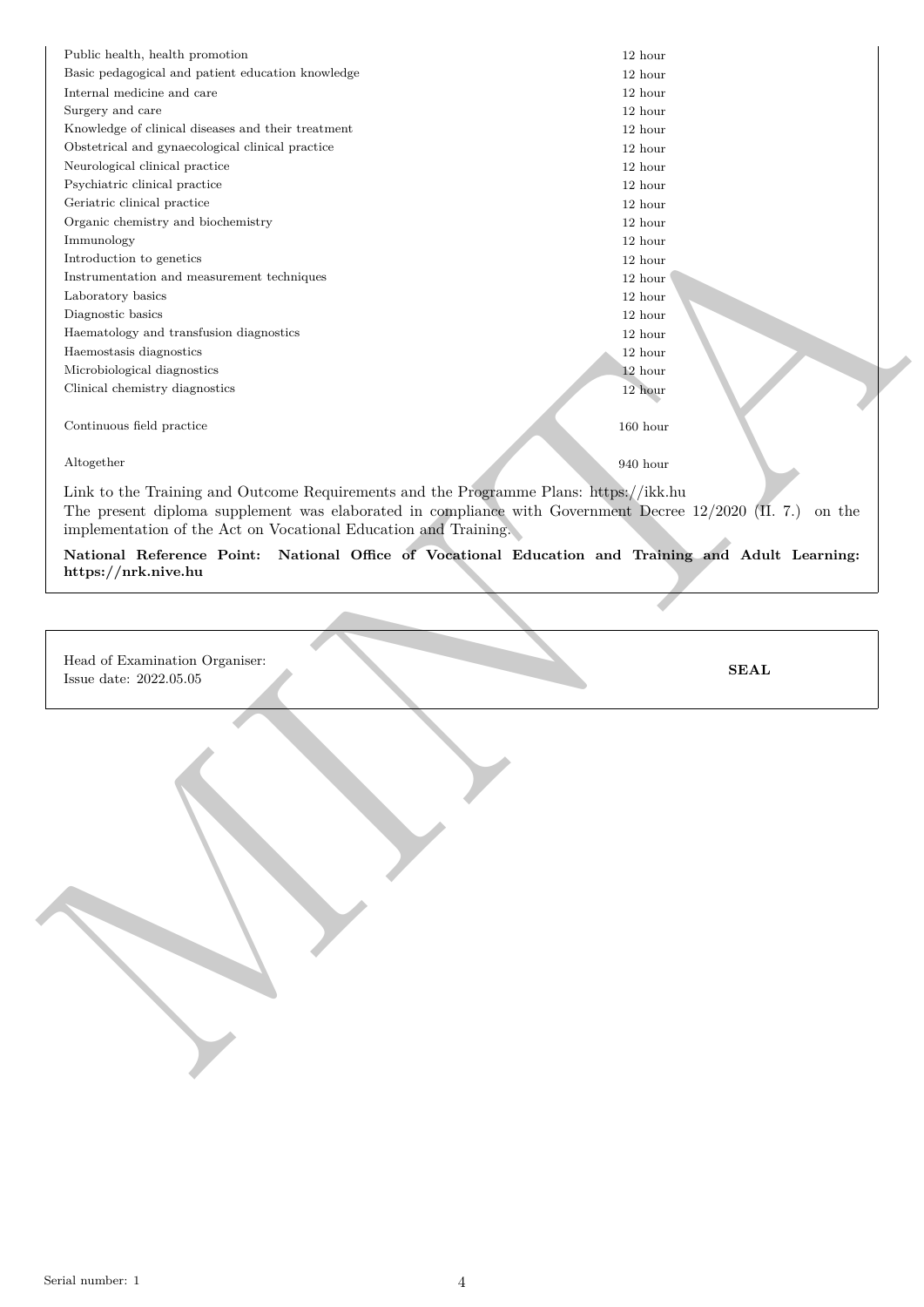| | |
|---|---|
| Public health, health promotion | 12 hour |
| Basic pedagogical and patient education knowledge | 12 hour |
| Internal medicine and care | 12 hour |
| Surgery and care | 12 hour |
| Knowledge of clinical diseases and their treatment | 12 hour |
| Obstetrical and gynaecological clinical practice | 12 hour |
| Neurological clinical practice | 12 hour |
| Psychiatric clinical practice | 12 hour |
| Geriatric clinical practice | 12 hour |
| Organic chemistry and biochemistry | 12 hour |
| Immunology | 12 hour |
| Introduction to genetics | 12 hour |
| Instrumentation and measurement techniques | 12 hour |
| Laboratory basics | 12 hour |
| Diagnostic basics | 12 hour |
| Haematology and transfusion diagnostics | 12 hour |
| Haemostasis diagnostics | 12 hour |
| Microbiological diagnostics | 12 hour |
| Clinical chemistry diagnostics | 12 hour |
| Continuous field practice | 160 hour |
| Altogether | 940 hour |

Link to the Training and Outcome Requirements and the Programme Plans: https://ikk.hu
The present diploma supplement was elaborated in compliance with Government Decree 12/2020 (II. 7.) on the implementation of the Act on Vocational Education and Training.

**National Reference Point: National Office of Vocational Education and Training and Adult Learning: https://nrk.nive.hu**

Head of Examination Organiser:
Issue date: 2022.05.05

**SEAL**

MINTA

Serial number: 1